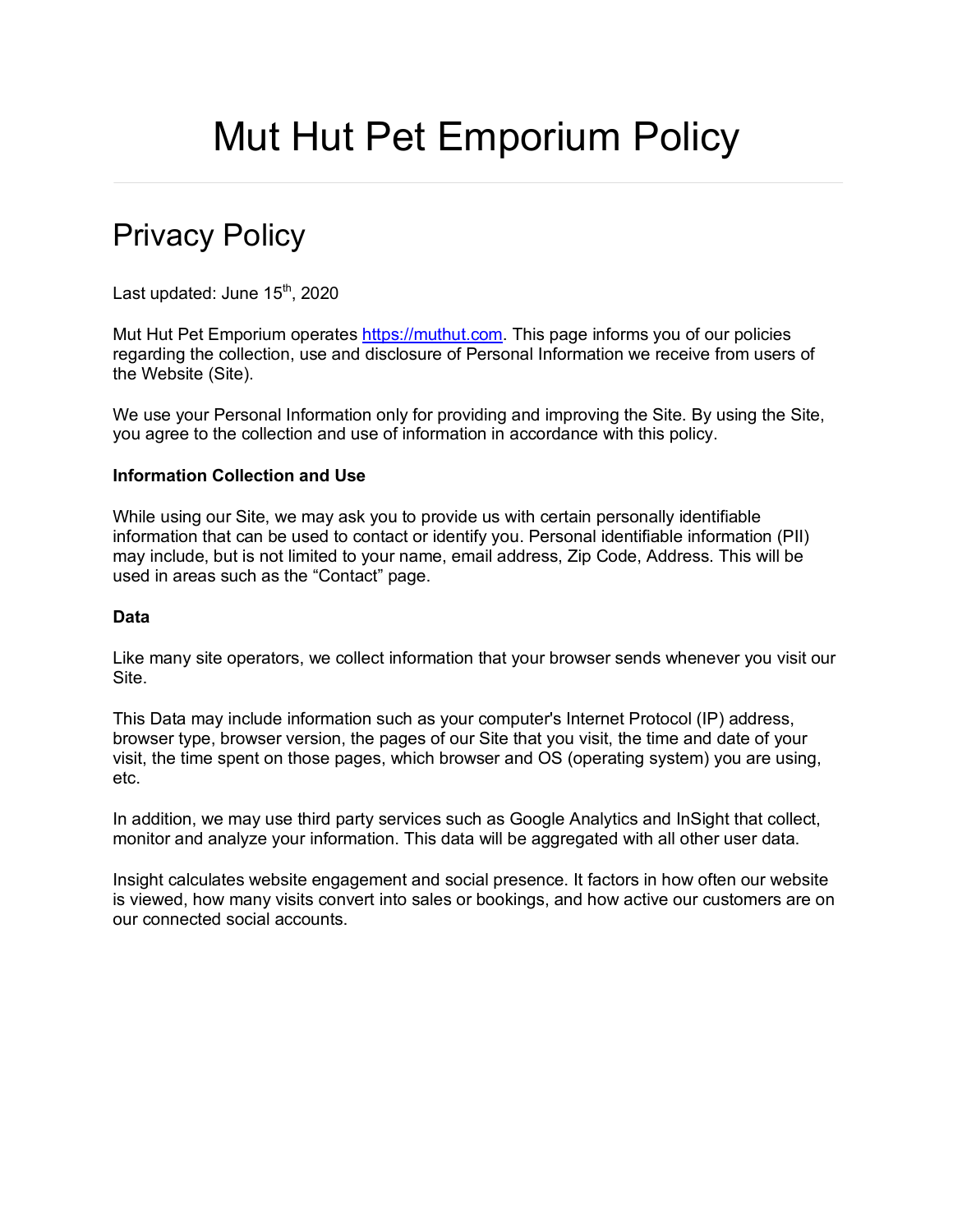# Mut Hut Pet Emporium Policy

---

## Privacy Policy

Last updated: June 15th, 2020

Mut Hut Pet Emporium operates [https://muthut.com](https://muthut.com). This page informs you of our policies regarding the collection, use and disclosure of Personal Information we receive from users of the Website (Site).

We use your Personal Information only for providing and improving the Site. By using the Site, you agree to the collection and use of information in accordance with this policy.

**Information Collection and Use**

While using our Site, we may ask you to provide us with certain personally identifiable information that can be used to contact or identify you. Personal identifiable information (PII) may include, but is not limited to your name, email address, Zip Code, Address. This will be used in areas such as the "Contact" page.

**Data**

Like many site operators, we collect information that your browser sends whenever you visit our Site.

This Data may include information such as your computer's Internet Protocol (IP) address, browser type, browser version, the pages of our Site that you visit, the time and date of your visit, the time spent on those pages, which browser and OS (operating system) you are using, etc.

In addition, we may use third party services such as Google Analytics and InSight that collect, monitor and analyze your information. This data will be aggregated with all other user data.

Insight calculates website engagement and social presence. It factors in how often our website is viewed, how many visits convert into sales or bookings, and how active our customers are on our connected social accounts.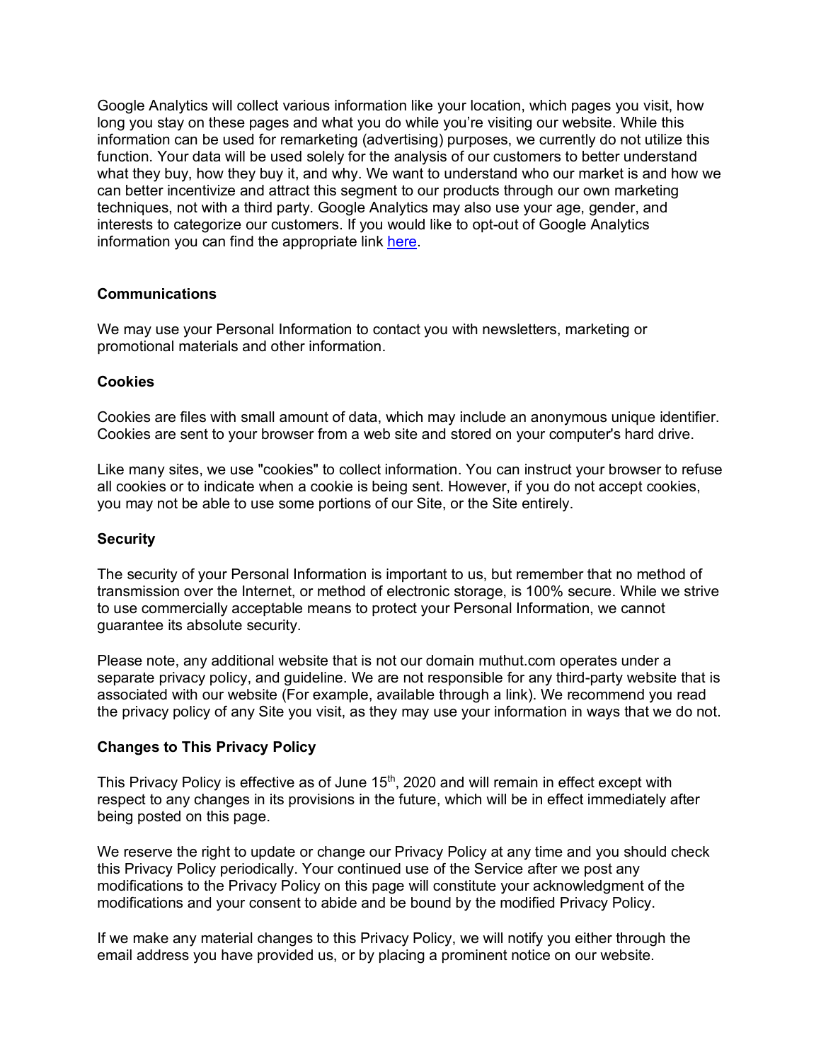Google Analytics will collect various information like your location, which pages you visit, how long you stay on these pages and what you do while you're visiting our website. While this information can be used for remarketing (advertising) purposes, we currently do not utilize this function. Your data will be used solely for the analysis of our customers to better understand what they buy, how they buy it, and why. We want to understand who our market is and how we can better incentivize and attract this segment to our products through our own marketing techniques, not with a third party. Google Analytics may also use your age, gender, and interests to categorize our customers. If you would like to opt-out of Google Analytics information you can find the appropriate link here.

### Communications

We may use your Personal Information to contact you with newsletters, marketing or promotional materials and other information.

### Cookies

Cookies are files with small amount of data, which may include an anonymous unique identifier. Cookies are sent to your browser from a web site and stored on your computer's hard drive.

Like many sites, we use "cookies" to collect information. You can instruct your browser to refuse all cookies or to indicate when a cookie is being sent. However, if you do not accept cookies, you may not be able to use some portions of our Site, or the Site entirely.

### Security

The security of your Personal Information is important to us, but remember that no method of transmission over the Internet, or method of electronic storage, is 100% secure. While we strive to use commercially acceptable means to protect your Personal Information, we cannot guarantee its absolute security.

Please note, any additional website that is not our domain muthut.com operates under a separate privacy policy, and guideline. We are not responsible for any third-party website that is associated with our website (For example, available through a link). We recommend you read the privacy policy of any Site you visit, as they may use your information in ways that we do not.

### Changes to This Privacy Policy

This Privacy Policy is effective as of June 15th, 2020 and will remain in effect except with respect to any changes in its provisions in the future, which will be in effect immediately after being posted on this page.

We reserve the right to update or change our Privacy Policy at any time and you should check this Privacy Policy periodically. Your continued use of the Service after we post any modifications to the Privacy Policy on this page will constitute your acknowledgment of the modifications and your consent to abide and be bound by the modified Privacy Policy.

If we make any material changes to this Privacy Policy, we will notify you either through the email address you have provided us, or by placing a prominent notice on our website.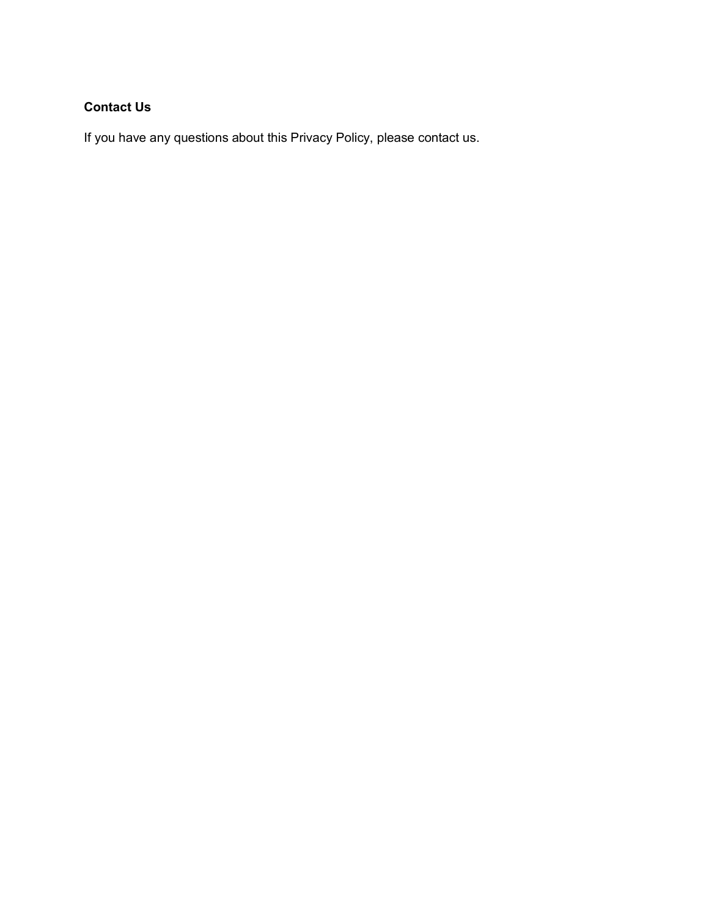### Contact Us

If you have any questions about this Privacy Policy, please contact us.